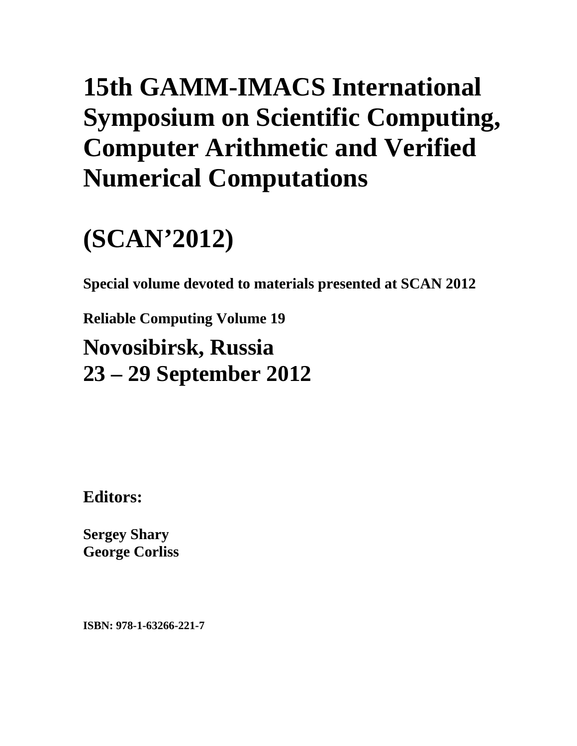# 15th GAMM-IMACS International Symposium on Scientific Computing, Computer Arithmetic and Verified Numerical Computations

# (SCAN'2012)

**Special volume devoted to materials presented at SCAN 2012**

**Reliable Computing Volume 19**

## Novosibirsk, Russia
## 23 – 29 September 2012

### Editors:

**Sergey Shary**
**George Corliss**

**ISBN: 978-1-63266-221-7**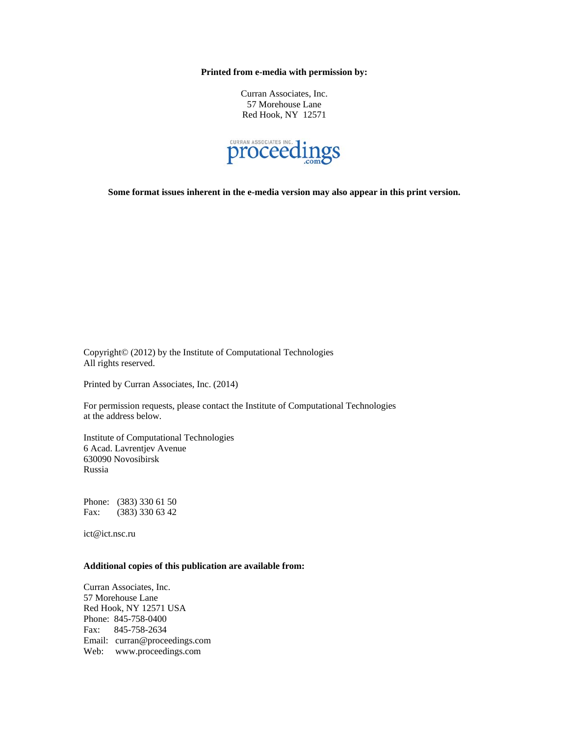**Printed from e-media with permission by:**

Curran Associates, Inc.
57 Morehouse Lane
Red Hook, NY 12571

CURRAN ASSOCIATES INC. proceedings.com

**Some format issues inherent in the e-media version may also appear in this print version.**

Copyright© (2012) by the Institute of Computational Technologies
All rights reserved.

Printed by Curran Associates, Inc. (2014)

For permission requests, please contact the Institute of Computational Technologies at the address below.

Institute of Computational Technologies
6 Acad. Lavrentjev Avenue
630090 Novosibirsk
Russia

Phone: (383) 330 61 50
Fax: (383) 330 63 42

ict@ict.nsc.ru

**Additional copies of this publication are available from:**

Curran Associates, Inc.
57 Morehouse Lane
Red Hook, NY 12571 USA
Phone: 845-758-0400
Fax: 845-758-2634
Email: curran@proceedings.com
Web: www.proceedings.com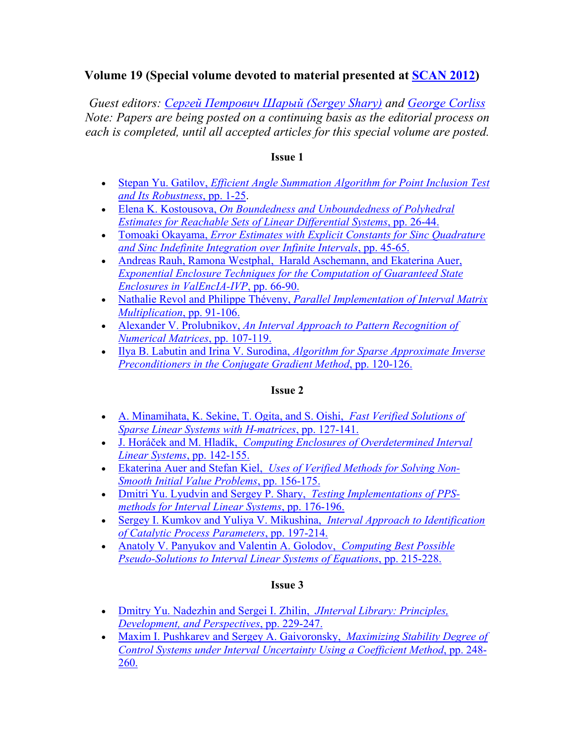## Volume 19 (Special volume devoted to material presented at SCAN 2012)

*Guest editors: Сергей Петрович Шарый (Sergey Shary) and George Corliss*
*Note: Papers are being posted on a continuing basis as the editorial process on each is completed, until all accepted articles for this special volume are posted.*

### Issue 1

- Stepan Yu. Gatilov, *Efficient Angle Summation Algorithm for Point Inclusion Test and Its Robustness*, pp. 1-25.
- Elena K. Kostousova, *On Boundedness and Unboundedness of Polyhedral Estimates for Reachable Sets of Linear Differential Systems*, pp. 26-44.
- Tomoaki Okayama, *Error Estimates with Explicit Constants for Sinc Quadrature and Sinc Indefinite Integration over Infinite Intervals*, pp. 45-65.
- Andreas Rauh, Ramona Westphal, Harald Aschemann, and Ekaterina Auer, *Exponential Enclosure Techniques for the Computation of Guaranteed State Enclosures in ValEncIA-IVP*, pp. 66-90.
- Nathalie Revol and Philippe Théveny, *Parallel Implementation of Interval Matrix Multiplication*, pp. 91-106.
- Alexander V. Prolubnikov, *An Interval Approach to Pattern Recognition of Numerical Matrices*, pp. 107-119.
- Ilya B. Labutin and Irina V. Surodina, *Algorithm for Sparse Approximate Inverse Preconditioners in the Conjugate Gradient Method*, pp. 120-126.

### Issue 2

- A. Minamihata, K. Sekine, T. Ogita, and S. Oishi, *Fast Verified Solutions of Sparse Linear Systems with H-matrices*, pp. 127-141.
- J. Horáček and M. Hladík, *Computing Enclosures of Overdetermined Interval Linear Systems*, pp. 142-155.
- Ekaterina Auer and Stefan Kiel, *Uses of Verified Methods for Solving Non-Smooth Initial Value Problems*, pp. 156-175.
- Dmitri Yu. Lyudvin and Sergey P. Shary, *Testing Implementations of PPS-methods for Interval Linear Systems*, pp. 176-196.
- Sergey I. Kumkov and Yuliya V. Mikushina, *Interval Approach to Identification of Catalytic Process Parameters*, pp. 197-214.
- Anatoly V. Panyukov and Valentin A. Golodov, *Computing Best Possible Pseudo-Solutions to Interval Linear Systems of Equations*, pp. 215-228.

### Issue 3

- Dmitry Yu. Nadezhin and Sergei I. Zhilin, *JInterval Library: Principles, Development, and Perspectives*, pp. 229-247.
- Maxim I. Pushkarev and Sergey A. Gaivoronsky, *Maximizing Stability Degree of Control Systems under Interval Uncertainty Using a Coefficient Method*, pp. 248-260.